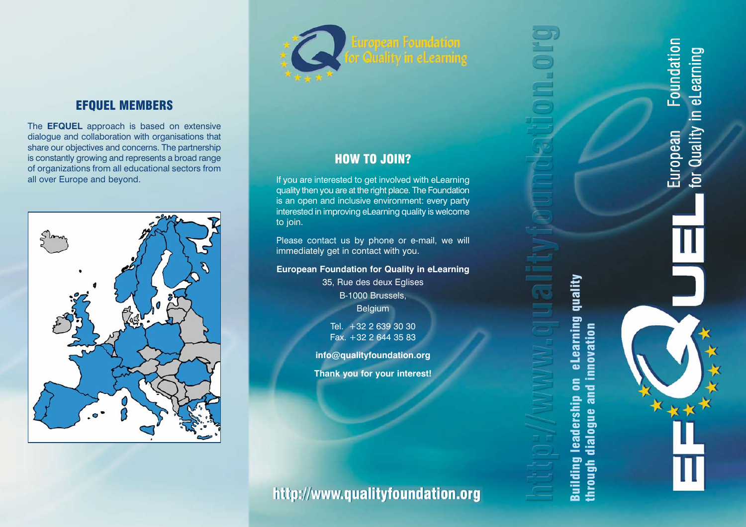## EFQUEL MEMBERS

The **EFQUEL** approach is based on extensive dialogue and collaboration with organisations that share our objectives and concerns. The partnership is constantly growing and represents a broad range of organizations from all educational sectors from all over Europe and beyond.

European Foundation for Quality in eLearning

## HOW TO JOIN?

If you are interested to get involved with eLearning quality then you are at the right place. The Foundation is an open and inclusive environment: every party interested in improving eLearning quality is welcome to join.

Please contact us by phone or e-mail, we will immediately get in contact with you.

**European Foundation for Quality in eLearning**
35, Rue des deux Eglises
B-1000 Brussels,
Belgium

Tel. +32 2 639 30 30
Fax. +32 2 644 35 83

**info@qualityfoundation.org**

**Thank you for your interest!**

**http://www.qualityfoundation.org**

http://www.qualityfoundation.org

**Building leadership on eLearning quality through dialogue and innovation**

EFQUEL European Foundation for Quality in eLearning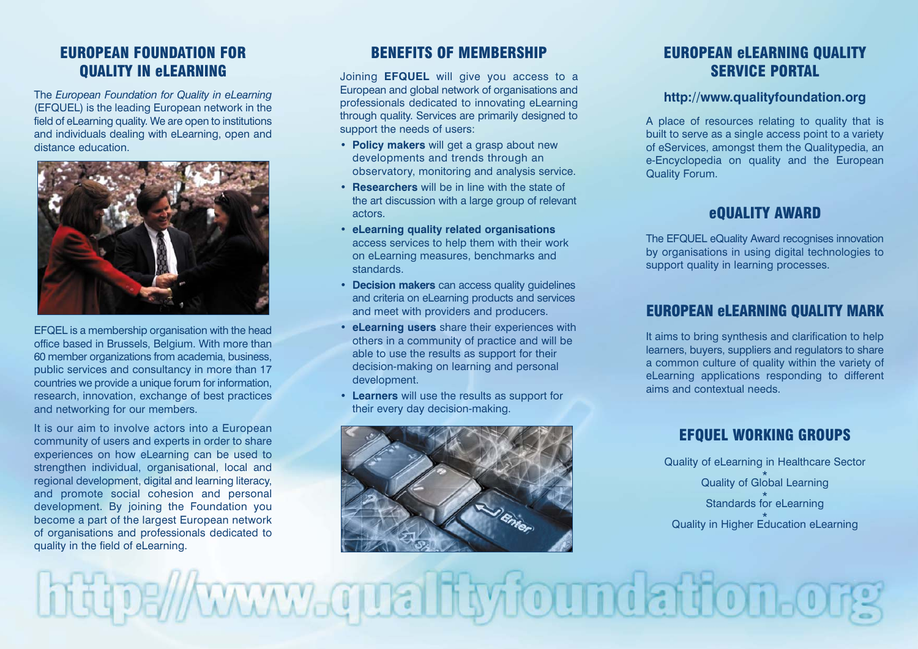## EUROPEAN FOUNDATION FOR QUALITY IN eLEARNING

The *European Foundation for Quality in eLearning* (EFQUEL) is the leading European network in the field of eLearning quality. We are open to institutions and individuals dealing with eLearning, open and distance education.

EFQEL is a membership organisation with the head office based in Brussels, Belgium. With more than 60 member organizations from academia, business, public services and consultancy in more than 17 countries we provide a unique forum for information, research, innovation, exchange of best practices and networking for our members.

It is our aim to involve actors into a European community of users and experts in order to share experiences on how eLearning can be used to strengthen individual, organisational, local and regional development, digital and learning literacy, and promote social cohesion and personal development. By joining the Foundation you become a part of the largest European network of organisations and professionals dedicated to quality in the field of eLearning.

## BENEFITS OF MEMBERSHIP

Joining **EFQUEL** will give you access to a European and global network of organisations and professionals dedicated to innovating eLearning through quality. Services are primarily designed to support the needs of users:

- **Policy makers** will get a grasp about new developments and trends through an observatory, monitoring and analysis service.
- **Researchers** will be in line with the state of the art discussion with a large group of relevant actors.
- **eLearning quality related organisations** access services to help them with their work on eLearning measures, benchmarks and standards.
- **Decision makers** can access quality guidelines and criteria on eLearning products and services and meet with providers and producers.
- **eLearning users** share their experiences with others in a community of practice and will be able to use the results as support for their decision-making on learning and personal development.
- **Learners** will use the results as support for their every day decision-making.

## EUROPEAN eLEARNING QUALITY SERVICE PORTAL

**http://www.qualityfoundation.org**

A place of resources relating to quality that is built to serve as a single access point to a variety of eServices, amongst them the Qualitypedia, an e-Encyclopedia on quality and the European Quality Forum.

## eQUALITY AWARD

The EFQUEL eQuality Award recognises innovation by organisations in using digital technologies to support quality in learning processes.

## EUROPEAN eLEARNING QUALITY MARK

It aims to bring synthesis and clarification to help learners, buyers, suppliers and regulators to share a common culture of quality within the variety of eLearning applications responding to different aims and contextual needs.

## EFQUEL WORKING GROUPS

Quality of eLearning in Healthcare Sector

*

Quality of Global Learning

*

Standards for eLearning

*

Quality in Higher Education eLearning

http://www.qualityfoundation.org